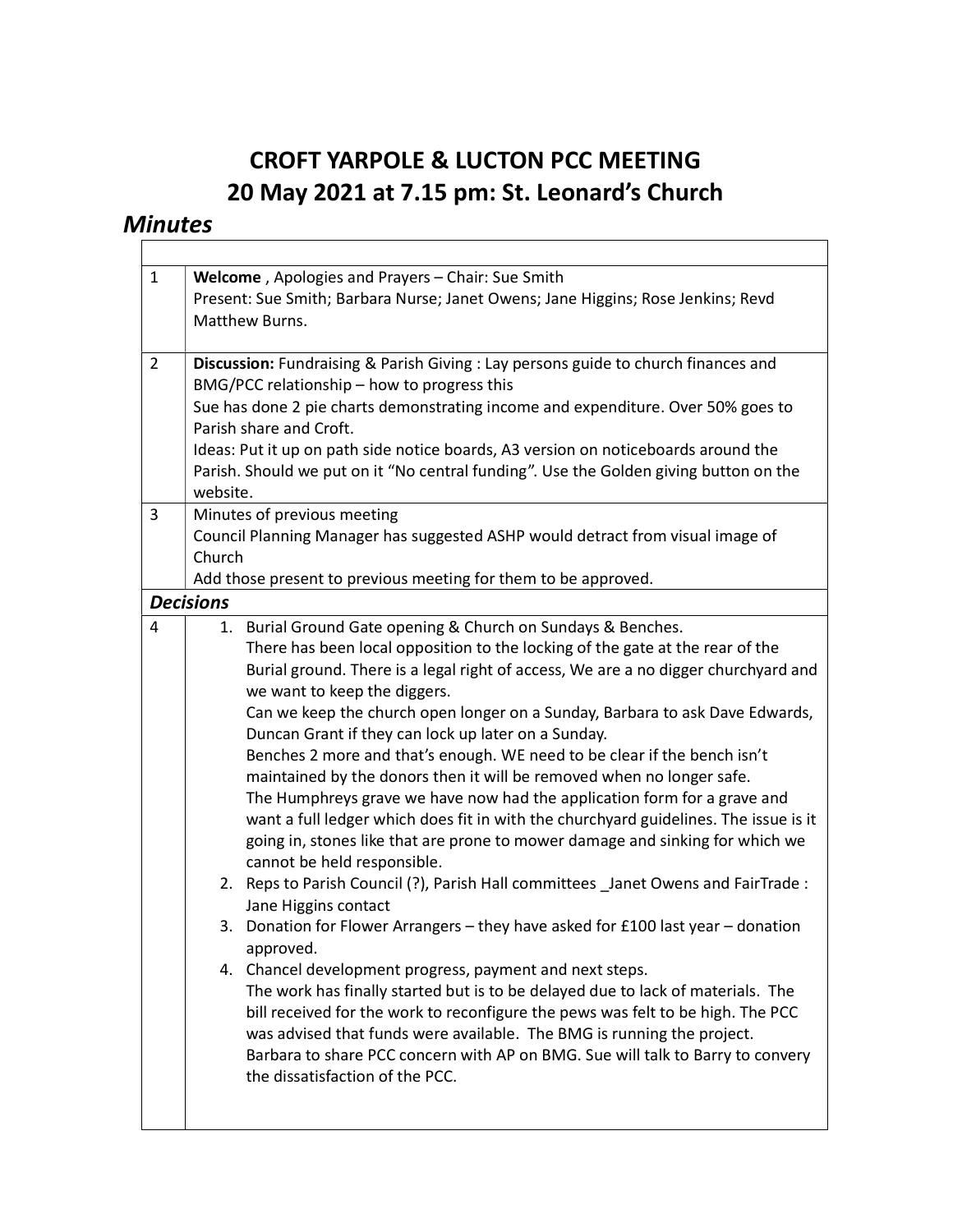# CROFT YARPOLE & LUCTON PCC MEETING
## 20 May 2021 at 7.15 pm: St. Leonard's Church

### *Minutes*

| | |
|---|---|
| 1 | **Welcome** , Apologies and Prayers – Chair: Sue Smith<br>Present: Sue Smith; Barbara Nurse; Janet Owens; Jane Higgins; Rose Jenkins; Revd Matthew Burns. |
| 2 | **Discussion:** Fundraising & Parish Giving : Lay persons guide to church finances and BMG/PCC relationship – how to progress this<br>Sue has done 2 pie charts demonstrating income and expenditure. Over 50% goes to Parish share and Croft.<br>Ideas: Put it up on path side notice boards, A3 version on noticeboards around the Parish. Should we put on it "No central funding". Use the Golden giving button on the website. |
| 3 | Minutes of previous meeting<br>Council Planning Manager has suggested ASHP would detract from visual image of Church<br>Add those present to previous meeting for them to be approved. |
| ***Decisions*** | |
| 4 | 1. Burial Ground Gate opening & Church on Sundays & Benches.<br>There has been local opposition to the locking of the gate at the rear of the Burial ground. There is a legal right of access, We are a no digger churchyard and we want to keep the diggers.<br>Can we keep the church open longer on a Sunday, Barbara to ask Dave Edwards, Duncan Grant if they can lock up later on a Sunday.<br>Benches 2 more and that's enough. WE need to be clear if the bench isn't maintained by the donors then it will be removed when no longer safe.<br>The Humphreys grave we have now had the application form for a grave and want a full ledger which does fit in with the churchyard guidelines. The issue is it going in, stones like that are prone to mower damage and sinking for which we cannot be held responsible.<br>2. Reps to Parish Council (?), Parish Hall committees _Janet Owens and FairTrade : Jane Higgins contact<br>3. Donation for Flower Arrangers – they have asked for £100 last year – donation approved.<br>4. Chancel development progress, payment and next steps.<br>The work has finally started but is to be delayed due to lack of materials. The bill received for the work to reconfigure the pews was felt to be high. The PCC was advised that funds were available. The BMG is running the project.<br>Barbara to share PCC concern with AP on BMG. Sue will talk to Barry to convery the dissatisfaction of the PCC. |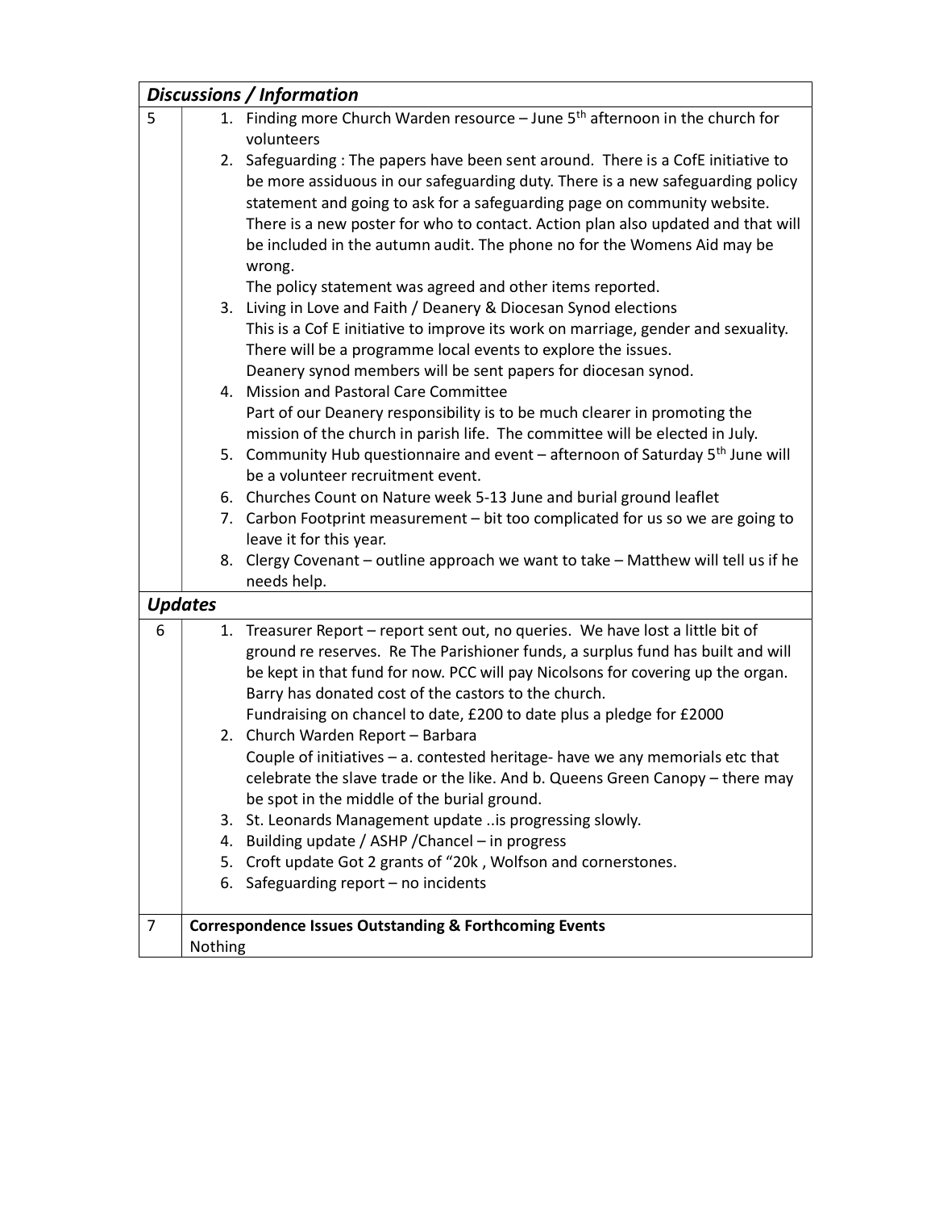| *Discussions / Information* | |
|---|---|
| 5 | 1. Finding more Church Warden resource – June 5th afternoon in the church for volunteers<br>2. Safeguarding : The papers have been sent around. There is a CofE initiative to be more assiduous in our safeguarding duty. There is a new safeguarding policy statement and going to ask for a safeguarding page on community website. There is a new poster for who to contact. Action plan also updated and that will be included in the autumn audit. The phone no for the Womens Aid may be wrong.<br>The policy statement was agreed and other items reported.<br>3. Living in Love and Faith / Deanery & Diocesan Synod elections<br>This is a Cof E initiative to improve its work on marriage, gender and sexuality. There will be a programme local events to explore the issues.<br>Deanery synod members will be sent papers for diocesan synod.<br>4. Mission and Pastoral Care Committee<br>Part of our Deanery responsibility is to be much clearer in promoting the mission of the church in parish life. The committee will be elected in July.<br>5. Community Hub questionnaire and event – afternoon of Saturday 5th June will be a volunteer recruitment event.<br>6. Churches Count on Nature week 5-13 June and burial ground leaflet<br>7. Carbon Footprint measurement – bit too complicated for us so we are going to leave it for this year.<br>8. Clergy Covenant – outline approach we want to take – Matthew will tell us if he needs help. |
| ***Updates*** | |
| 6 | 1. Treasurer Report – report sent out, no queries. We have lost a little bit of ground re reserves. Re The Parishioner funds, a surplus fund has built and will be kept in that fund for now. PCC will pay Nicolsons for covering up the organ. Barry has donated cost of the castors to the church.<br>Fundraising on chancel to date, £200 to date plus a pledge for £2000<br>2. Church Warden Report – Barbara<br>Couple of initiatives – a. contested heritage- have we any memorials etc that celebrate the slave trade or the like. And b. Queens Green Canopy – there may be spot in the middle of the burial ground.<br>3. St. Leonards Management update ..is progressing slowly.<br>4. Building update / ASHP /Chancel – in progress<br>5. Croft update Got 2 grants of "20k , Wolfson and cornerstones.<br>6. Safeguarding report – no incidents |
| 7 | **Correspondence Issues Outstanding & Forthcoming Events**<br>Nothing |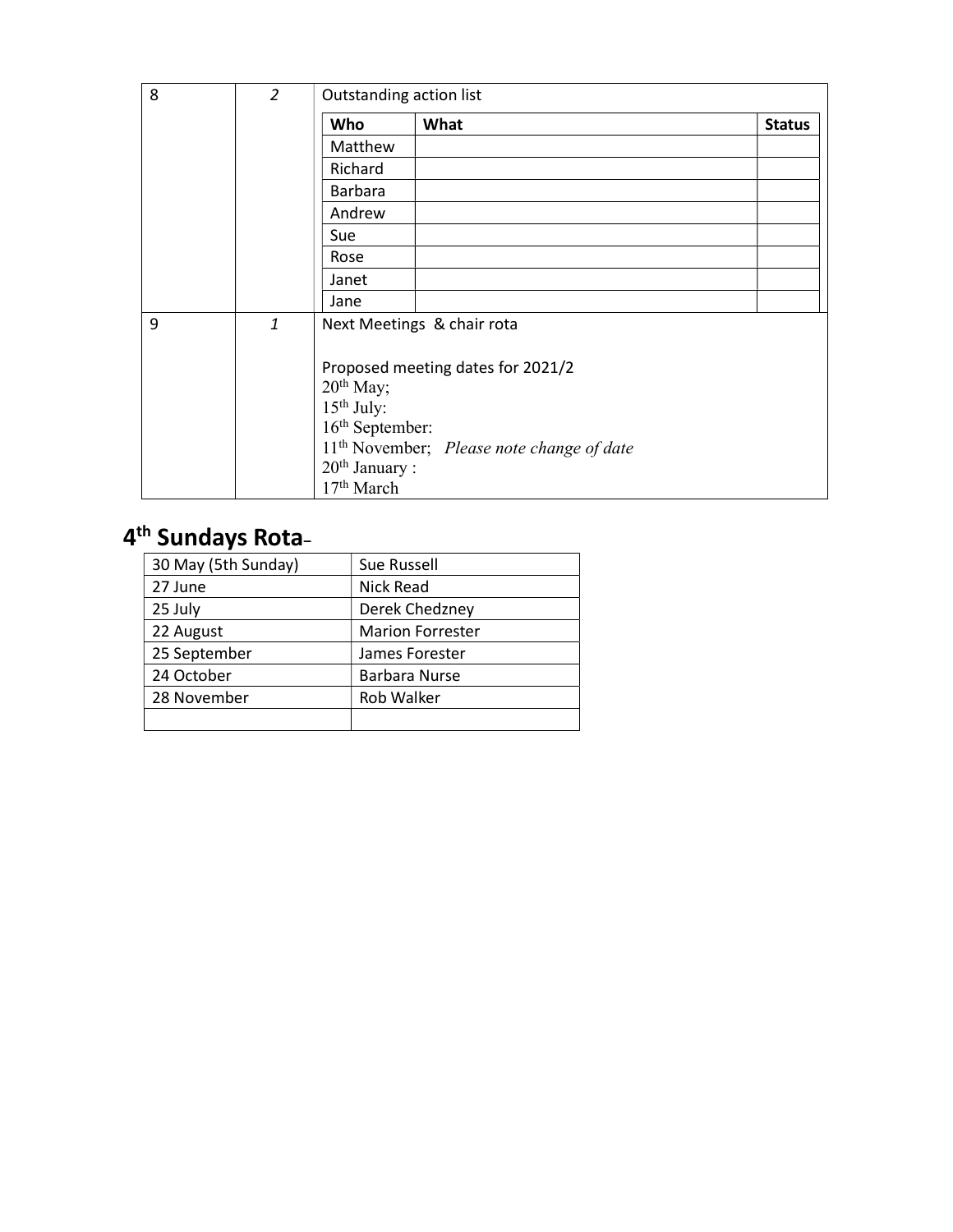| | | |
|---|---|---|
| 8 | *2* | Outstanding action list |

| Who | What | Status |
|---|---|---|
| Matthew | | |
| Richard | | |
| Barbara | | |
| Andrew | | |
| Sue | | |
| Rose | | |
| Janet | | |
| Jane | | |

| | | |
|---|---|---|
| 9 | *1* | Next Meetings & chair rota<br><br>Proposed meeting dates for 2021/2<br>20th May;<br>15th July:<br>16th September:<br>11th November; *Please note change of date*<br>20th January :<br>17th March |

## 4th Sundays Rota–

| | |
|---|---|
| 30 May (5th Sunday) | Sue Russell |
| 27 June | Nick Read |
| 25 July | Derek Chedzney |
| 22 August | Marion Forrester |
| 25 September | James Forester |
| 24 October | Barbara Nurse |
| 28 November | Rob Walker |
| | |